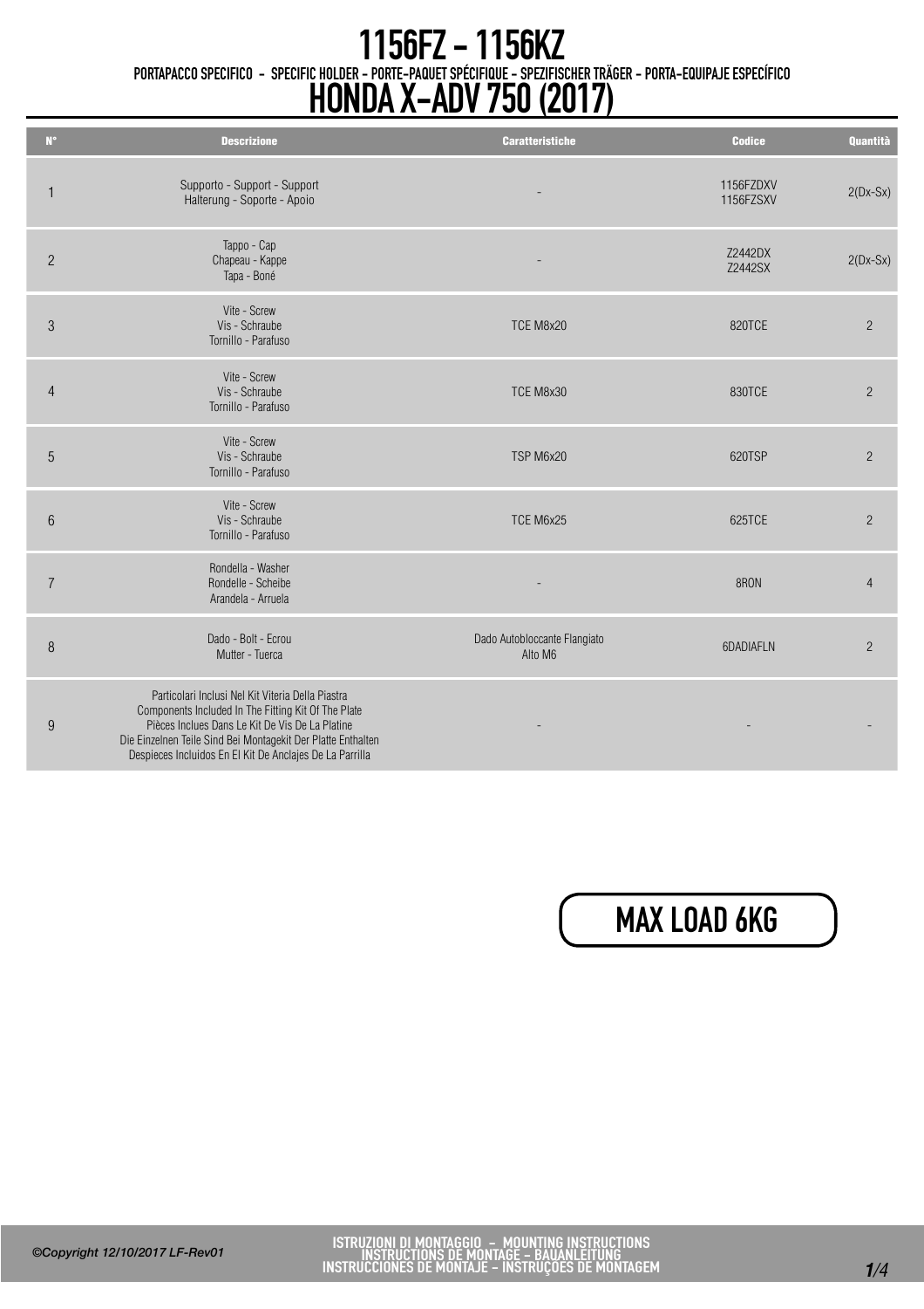# 1156FZ - 1156KZ

PORTAPACCO SPECIFICO - SPECIFIC HOLDER - PORTE-PAQUET SPÉCIFIQUE - SPEZIFISCHER TRÄGER - PORTA-EQUIPAJE ESPECÍFICO

# HONDA X-ADV 750 (2017)

| N° | Descrizione | Caratteristiche | Codice | Quantità |
|---|---|---|---|---|
| 1 | Supporto - Support - Support Halterung - Soporte - Apoio | - | 1156FZDXV 1156FZSXV | 2(Dx-Sx) |
| 2 | Tappo - Cap Chapeau - Kappe Tapa - Boné | - | Z2442DX Z2442SX | 2(Dx-Sx) |
| 3 | Vite - Screw Vis - Schraube Tornillo - Parafuso | TCE M8x20 | 820TCE | 2 |
| 4 | Vite - Screw Vis - Schraube Tornillo - Parafuso | TCE M8x30 | 830TCE | 2 |
| 5 | Vite - Screw Vis - Schraube Tornillo - Parafuso | TSP M6x20 | 620TSP | 2 |
| 6 | Vite - Screw Vis - Schraube Tornillo - Parafuso | TCE M6x25 | 625TCE | 2 |
| 7 | Rondella - Washer Rondelle - Scheibe Arandela - Arruela | - | 8RON | 4 |
| 8 | Dado - Bolt - Ecrou Mutter - Tuerca | Dado Autobloccante Flangiato Alto M6 | 6DADIAFLN | 2 |
| 9 | Particolari Inclusi Nel Kit Viteria Della Piastra Components Included In The Fitting Kit Of The Plate Pièces Inclues Dans Le Kit De Vis De La Platine Die Einzelnen Teile Sind Bei Montagekit Der Platte Enthalten Despieces Incluidos En El Kit De Anclajes De La Parrilla | - | - | - |

**MAX LOAD 6KG**

*©Copyright 12/10/2017 LF-Rev01*

ISTRUZIONI DI MONTAGGIO - MOUNTING INSTRUCTIONS
INSTRUCTIONS DE MONTAGE - BAUANLEITUNG
INSTRUCCIONES DE MONTAJE - INSTRUÇOES DE MONTAGEM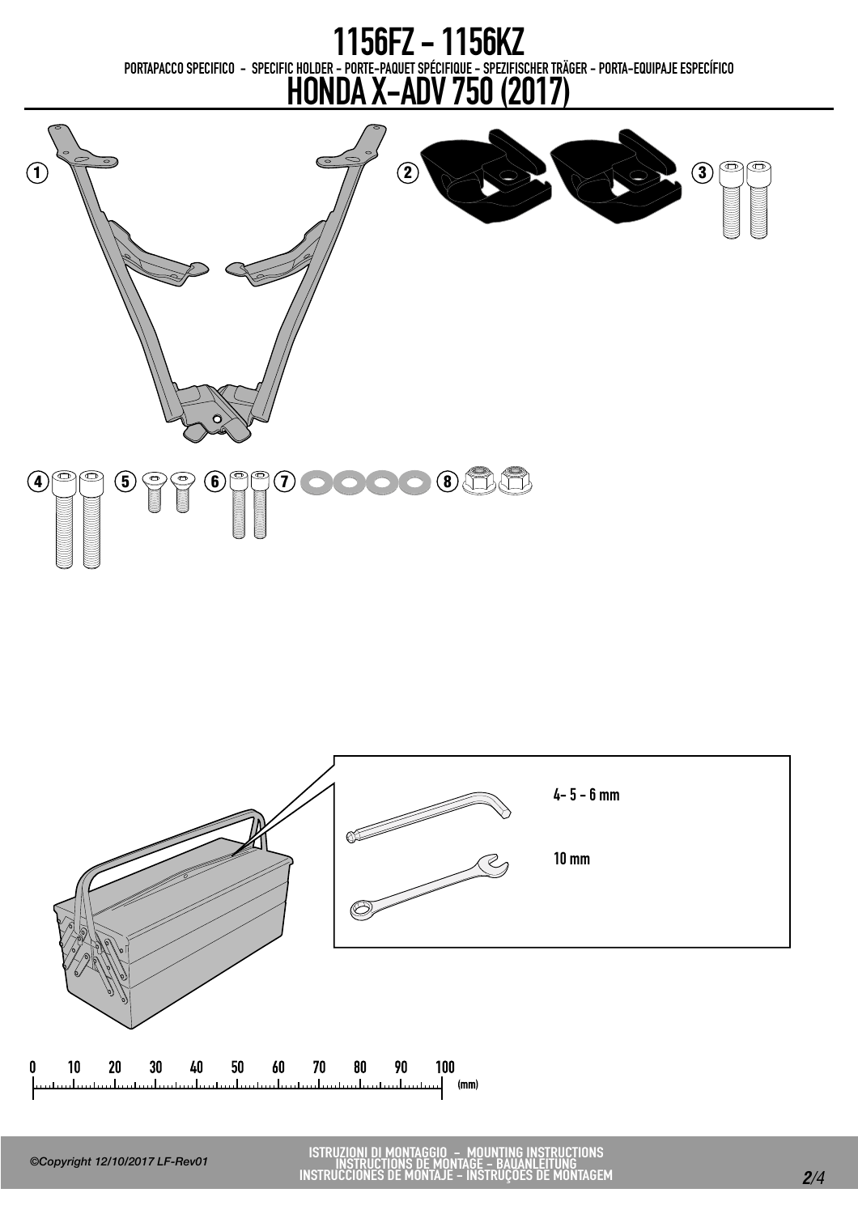# 1156FZ - 1156KZ

PORTAPACCO SPECIFICO - SPECIFIC HOLDER - PORTE-PAQUET SPÉCIFIQUE - SPEZIFISCHER TRÄGER - PORTA-EQUIPAJE ESPECÍFICO

## HONDA X-ADV 750 (2017)

1 2 3

4 5 6 7 8

4- 5 - 6 mm

10 mm

0 10 20 30 40 50 60 70 80 90 100 (mm)

*©Copyright 12/10/2017 LF-Rev01*

ISTRUZIONI DI MONTAGGIO - MOUNTING INSTRUCTIONS
INSTRUCTIONS DE MONTAGE - BAUANLEITUNG
INSTRUCCIONES DE MONTAJE - INSTRUÇÕES DE MONTAGEM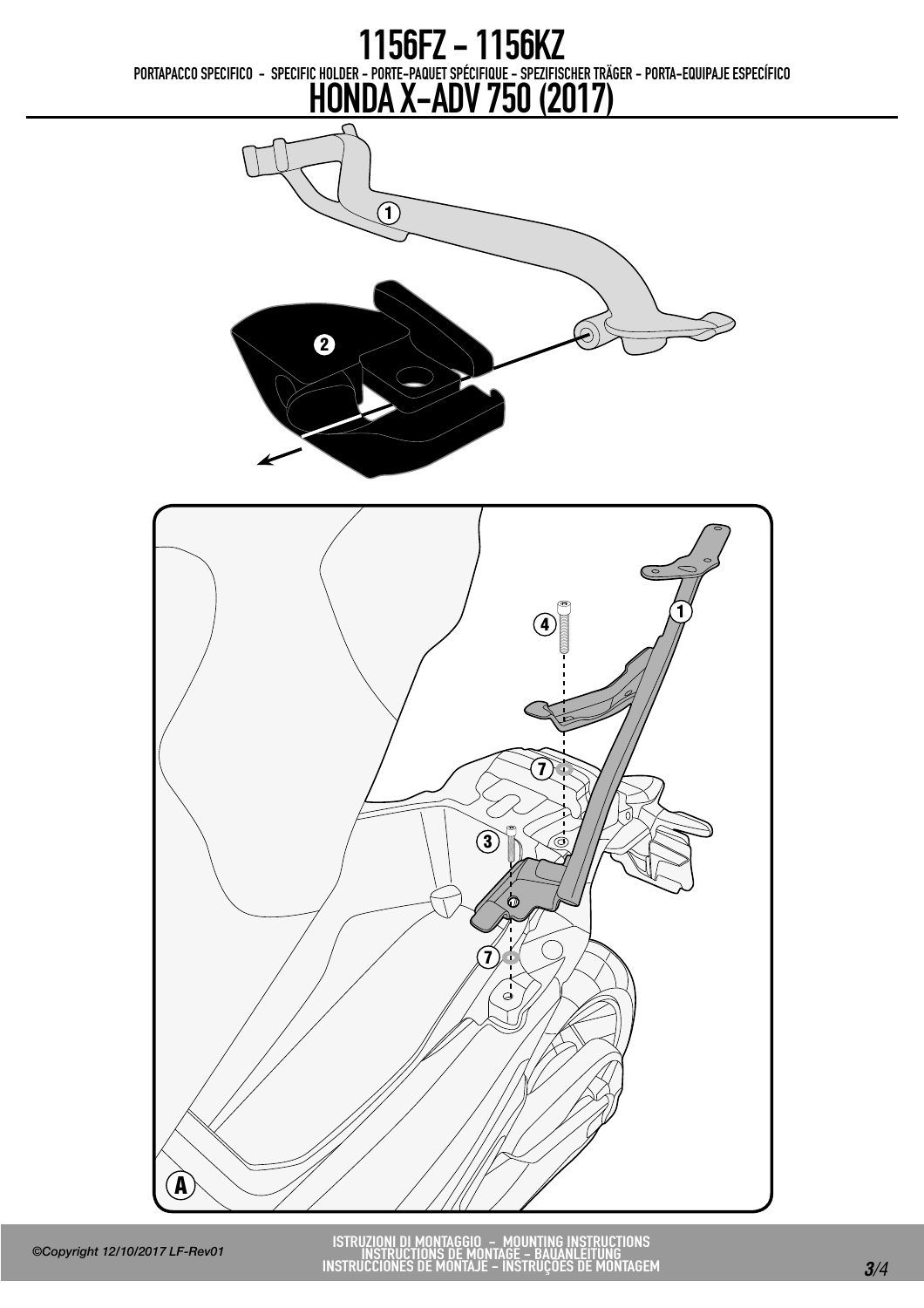# 1156FZ - 1156KZ

PORTAPACCO SPECIFICO - SPECIFIC HOLDER - PORTE-PAQUET SPÉCIFIQUE - SPEZIFISCHER TRÄGER - PORTA-EQUIPAJE ESPECÍFICO

## HONDA X-ADV 750 (2017)

1

2

1

4

7

3

7

A

©Copyright 12/10/2017 LF-Rev01

ISTRUZIONI DI MONTAGGIO - MOUNTING INSTRUCTIONS
INSTRUCTIONS DE MONTAGE - BAUANLEITUNG
INSTRUCCIONES DE MONTAJE - INSTRUÇOES DE MONTAGEM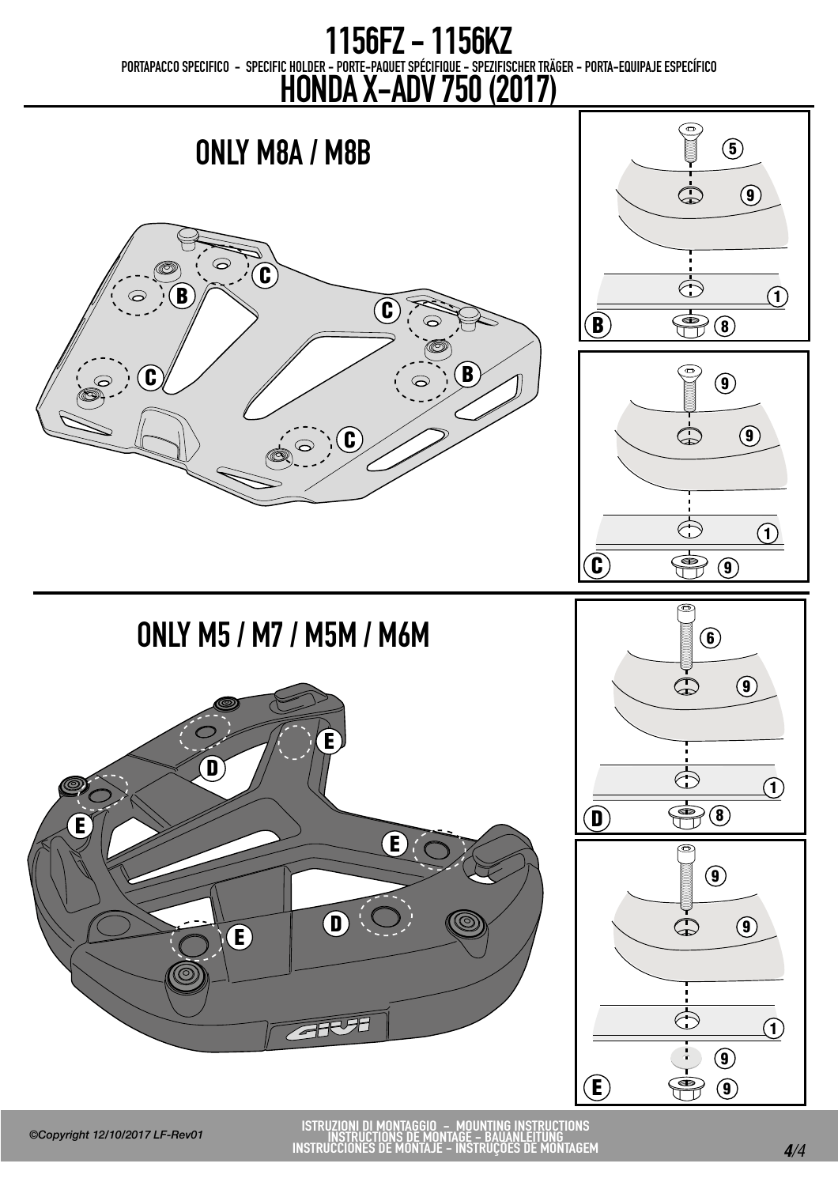# 1156FZ - 1156KZ

PORTAPACCO SPECIFICO - SPECIFIC HOLDER - PORTE-PAQUET SPÉCIFIQUE - SPEZIFISCHER TRÄGER - PORTA-EQUIPAJE ESPECÍFICO

## HONDA X-ADV 750 (2017)

## ONLY M8A / M8B

B C C B C C

B 5 9 1 8

C 9 9 1 9

## ONLY M5 / M7 / M5M / M6M

E D E E D E

D 6 9 1 8

E 9 9 1 9 9

*©Copyright 12/10/2017 LF-Rev01*

ISTRUZIONI DI MONTAGGIO – MOUNTING INSTRUCTIONS
INSTRUCTIONS DE MONTAGE – BAUANLEITUNG
INSTRUCCIONES DE MONTAJE - INSTRUÇOES DE MONTAGEM